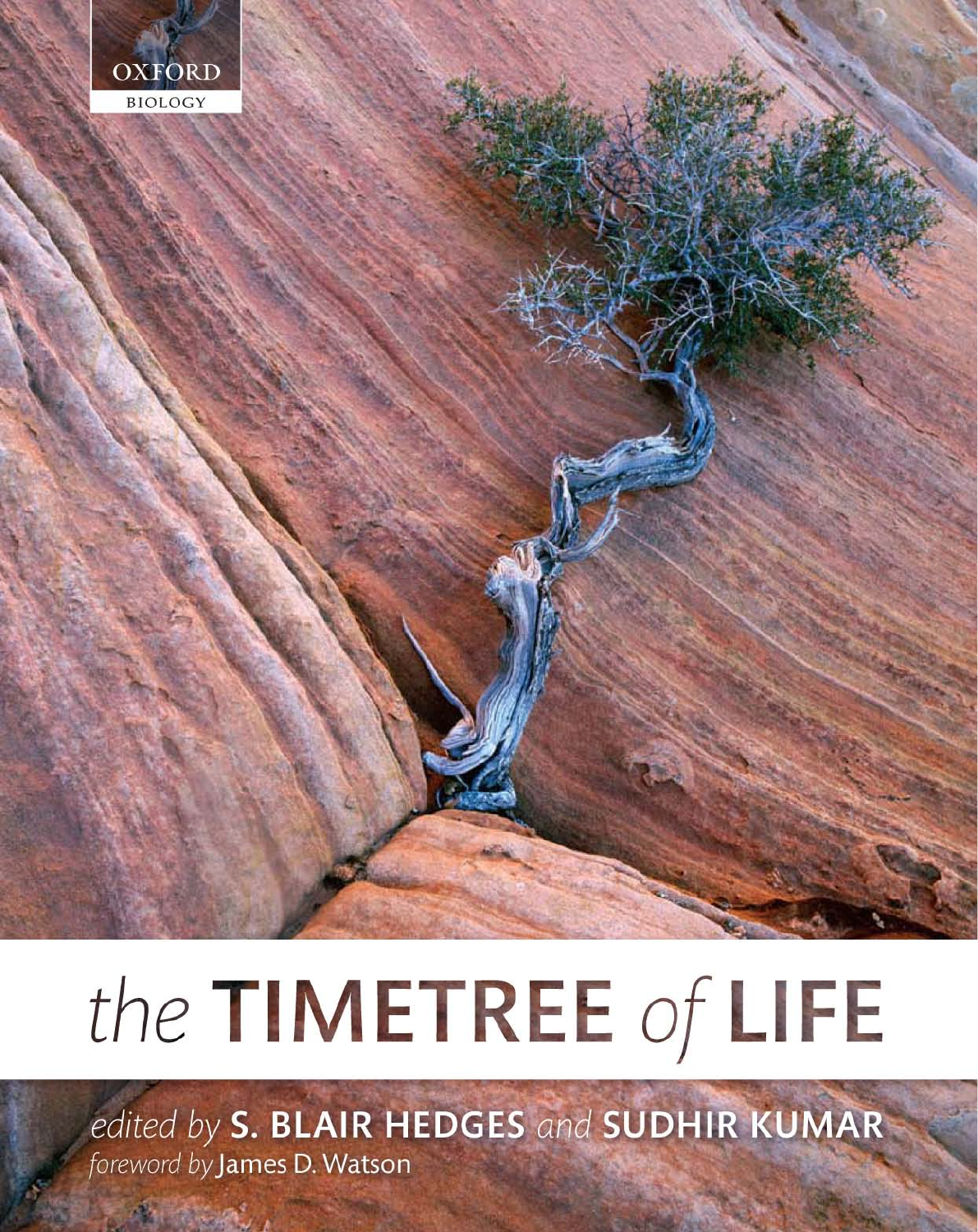OXFORD

BIOLOGY

# *the* TIMETREE *of* LIFE

*edited by* **S. BLAIR HEDGES** *and* **SUDHIR KUMAR**

*foreword by* James D. Watson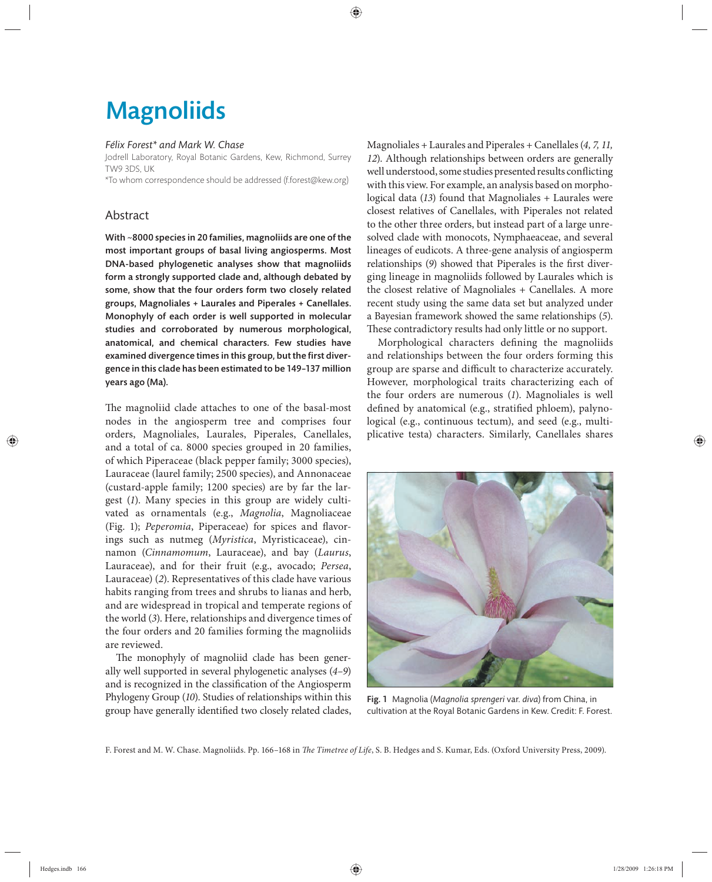# Magnoliids

*Félix Forest\* and Mark W. Chase*

Jodrell Laboratory, Royal Botanic Gardens, Kew, Richmond, Surrey TW9 3DS, UK

\*To whom correspondence should be addressed (f.forest@kew.org)

## Abstract

**With ~8000 species in 20 families, magnoliids are one of the most important groups of basal living angiosperms. Most DNA-based phylogenetic analyses show that magnoliids form a strongly supported clade and, although debated by some, show that the four orders form two closely related groups, Magnoliales + Laurales and Piperales + Canellales. Monophyly of each order is well supported in molecular studies and corroborated by numerous morphological, anatomical, and chemical characters. Few studies have examined divergence times in this group, but the first divergence in this clade has been estimated to be 149–137 million years ago (Ma).**

The magnoliid clade attaches to one of the basal-most nodes in the angiosperm tree and comprises four orders, Magnoliales, Laurales, Piperales, Canellales, and a total of ca. 8000 species grouped in 20 families, of which Piperaceae (black pepper family; 3000 species), Lauraceae (laurel family; 2500 species), and Annonaceae (custard-apple family; 1200 species) are by far the largest (*1*). Many species in this group are widely cultivated as ornamentals (e.g., *Magnolia*, Magnoliaceae (Fig. 1); *Peperomia*, Piperaceae) for spices and flavorings such as nutmeg (*Myristica*, Myristicaceae), cinnamon (*Cinnamomum*, Lauraceae), and bay (*Laurus*, Lauraceae), and for their fruit (e.g., avocado; *Persea*, Lauraceae) (*2*). Representatives of this clade have various habits ranging from trees and shrubs to lianas and herb, and are widespread in tropical and temperate regions of the world (*3*). Here, relationships and divergence times of the four orders and 20 families forming the magnoliids are reviewed.

The monophyly of magnoliid clade has been generally well supported in several phylogenetic analyses (*4–9*) and is recognized in the classification of the Angiosperm Phylogeny Group (*10*). Studies of relationships within this group have generally identified two closely related clades, Magnoliales + Laurales and Piperales + Canellales (*4, 7, 11, 12*). Although relationships between orders are generally well understood, some studies presented results conflicting with this view. For example, an analysis based on morphological data (*13*) found that Magnoliales + Laurales were closest relatives of Canellales, with Piperales not related to the other three orders, but instead part of a large unresolved clade with monocots, Nymphaeaceae, and several lineages of eudicots. A three-gene analysis of angiosperm relationships (*9*) showed that Piperales is the first diverging lineage in magnoliids followed by Laurales which is the closest relative of Magnoliales + Canellales. A more recent study using the same data set but analyzed under a Bayesian framework showed the same relationships (*5*). These contradictory results had only little or no support.

Morphological characters defining the magnoliids and relationships between the four orders forming this group are sparse and difficult to characterize accurately. However, morphological traits characterizing each of the four orders are numerous (*1*). Magnoliales is well defined by anatomical (e.g., stratified phloem), palynological (e.g., continuous tectum), and seed (e.g., multiplicative testa) characters. Similarly, Canellales shares

**Fig. 1** Magnolia (*Magnolia sprengeri* var. *diva*) from China, in cultivation at the Royal Botanic Gardens in Kew. Credit: F. Forest.

F. Forest and M. W. Chase. Magnoliids. Pp. 166–168 in *The Timetree of Life*, S. B. Hedges and S. Kumar, Eds. (Oxford University Press, 2009).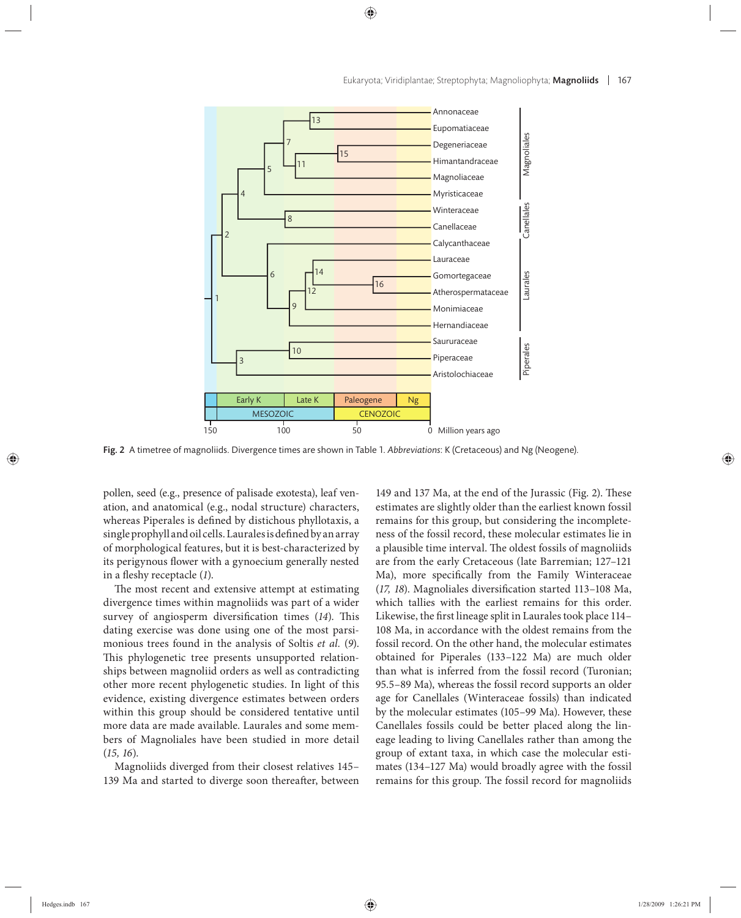Fig. 2 A timetree of magnoliids. Divergence times are shown in Table 1. *Abbreviations*: K (Cretaceous) and Ng (Neogene).

pollen, seed (e.g., presence of palisade exotesta), leaf venation, and anatomical (e.g., nodal structure) characters, whereas Piperales is defined by distichous phyllotaxis, a single prophyll and oil cells. Laurales is defined by an array of morphological features, but it is best-characterized by its perigynous flower with a gynoecium generally nested in a fleshy receptacle (*1*).

The most recent and extensive attempt at estimating divergence times within magnoliids was part of a wider survey of angiosperm diversification times (*14*). This dating exercise was done using one of the most parsimonious trees found in the analysis of Soltis *et al.* (*9*). This phylogenetic tree presents unsupported relationships between magnoliid orders as well as contradicting other more recent phylogenetic studies. In light of this evidence, existing divergence estimates between orders within this group should be considered tentative until more data are made available. Laurales and some members of Magnoliales have been studied in more detail (*15, 16*).

Magnoliids diverged from their closest relatives 145–139 Ma and started to diverge soon thereafter, between 149 and 137 Ma, at the end of the Jurassic (Fig. 2). These estimates are slightly older than the earliest known fossil remains for this group, but considering the incompleteness of the fossil record, these molecular estimates lie in a plausible time interval. The oldest fossils of magnoliids are from the early Cretaceous (late Barremian; 127–121 Ma), more specifically from the Family Winteraceae (*17, 18*). Magnoliales diversification started 113–108 Ma, which tallies with the earliest remains for this order. Likewise, the first lineage split in Laurales took place 114–108 Ma, in accordance with the oldest remains from the fossil record. On the other hand, the molecular estimates obtained for Piperales (133–122 Ma) are much older than what is inferred from the fossil record (Turonian; 95.5–89 Ma), whereas the fossil record supports an older age for Canellales (Winteraceae fossils) than indicated by the molecular estimates (105–99 Ma). However, these Canellales fossils could be better placed along the lineage leading to living Canellales rather than among the group of extant taxa, in which case the molecular estimates (134–127 Ma) would broadly agree with the fossil remains for this group. The fossil record for magnoliids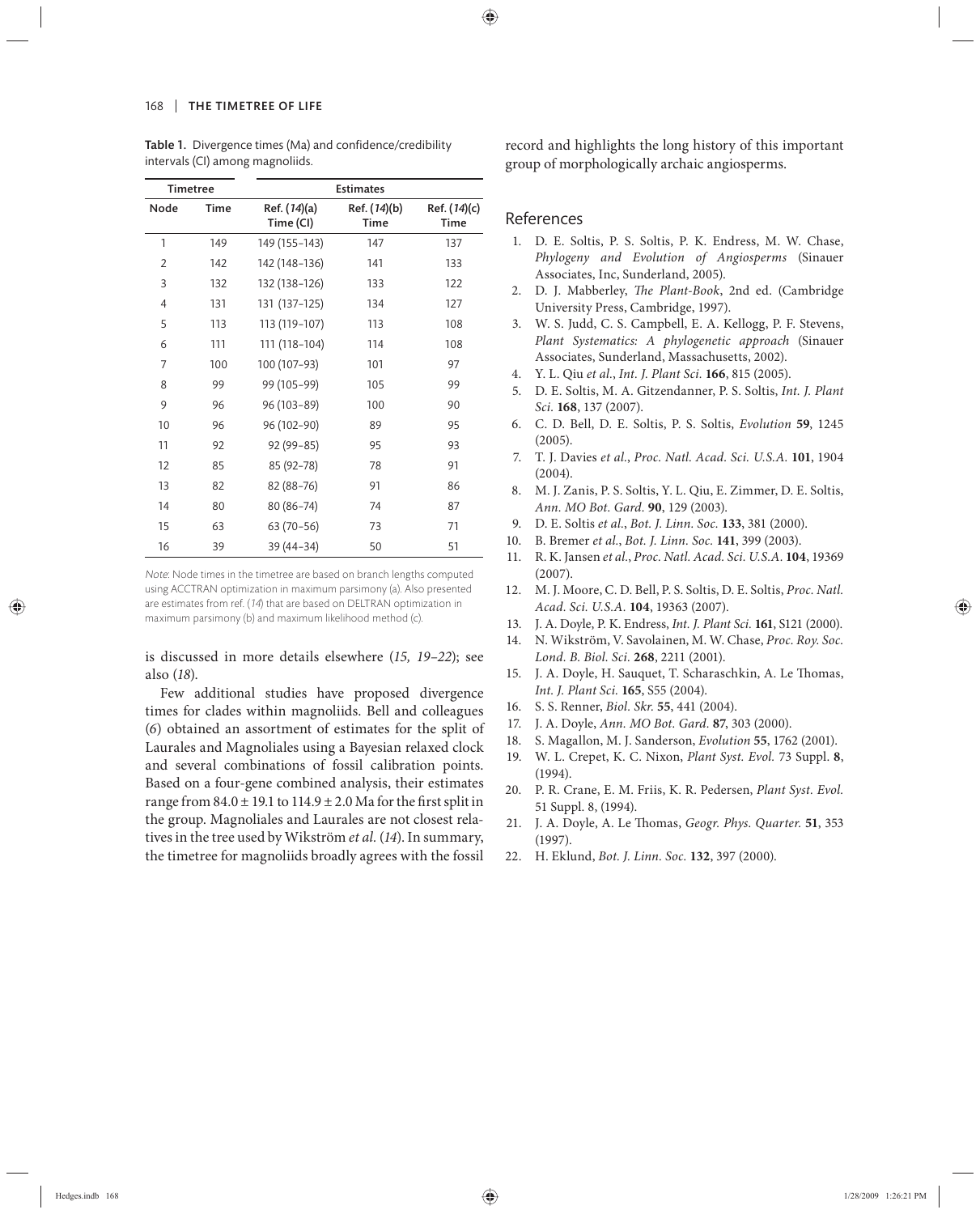**Table 1.** Divergence times (Ma) and confidence/credibility intervals (CI) among magnoliids.

| Timetree | | Estimates | | |
|---|---|---|---|---|
| Node | Time | Ref. (*14*)(a) Time (CI) | Ref. (*14*)(b) Time | Ref. (*14*)(c) Time |
| 1 | 149 | 149 (155–143) | 147 | 137 |
| 2 | 142 | 142 (148–136) | 141 | 133 |
| 3 | 132 | 132 (138–126) | 133 | 122 |
| 4 | 131 | 131 (137–125) | 134 | 127 |
| 5 | 113 | 113 (119–107) | 113 | 108 |
| 6 | 111 | 111 (118–104) | 114 | 108 |
| 7 | 100 | 100 (107–93) | 101 | 97 |
| 8 | 99 | 99 (105–99) | 105 | 99 |
| 9 | 96 | 96 (103–89) | 100 | 90 |
| 10 | 96 | 96 (102–90) | 89 | 95 |
| 11 | 92 | 92 (99–85) | 95 | 93 |
| 12 | 85 | 85 (92–78) | 78 | 91 |
| 13 | 82 | 82 (88–76) | 91 | 86 |
| 14 | 80 | 80 (86–74) | 74 | 87 |
| 15 | 63 | 63 (70–56) | 73 | 71 |
| 16 | 39 | 39 (44–34) | 50 | 51 |

*Note*: Node times in the timetree are based on branch lengths computed using ACCTRAN optimization in maximum parsimony (a). Also presented are estimates from ref. (*14*) that are based on DELTRAN optimization in maximum parsimony (b) and maximum likelihood method (c).

is discussed in more details elsewhere (*15, 19–22*); see also (*18*).

Few additional studies have proposed divergence times for clades within magnoliids. Bell and colleagues (*6*) obtained an assortment of estimates for the split of Laurales and Magnoliales using a Bayesian relaxed clock and several combinations of fossil calibration points. Based on a four-gene combined analysis, their estimates range from $84.0 \pm 19.1$ to $114.9 \pm 2.0$ Ma for the first split in the group. Magnoliales and Laurales are not closest relatives in the tree used by Wikström *et al.* (*14*). In summary, the timetree for magnoliids broadly agrees with the fossil record and highlights the long history of this important group of morphologically archaic angiosperms.

## References

1. D. E. Soltis, P. S. Soltis, P. K. Endress, M. W. Chase, *Phylogeny and Evolution of Angiosperms* (Sinauer Associates, Inc, Sunderland, 2005).
2. D. J. Mabberley, *The Plant-Book*, 2nd ed. (Cambridge University Press, Cambridge, 1997).
3. W. S. Judd, C. S. Campbell, E. A. Kellogg, P. F. Stevens, *Plant Systematics: A phylogenetic approach* (Sinauer Associates, Sunderland, Massachusetts, 2002).
4. Y. L. Qiu *et al.*, *Int. J. Plant Sci.* **166**, 815 (2005).
5. D. E. Soltis, M. A. Gitzendanner, P. S. Soltis, *Int. J. Plant Sci.* **168**, 137 (2007).
6. C. D. Bell, D. E. Soltis, P. S. Soltis, *Evolution* **59**, 1245 (2005).
7. T. J. Davies *et al.*, *Proc. Natl. Acad. Sci. U.S.A.* **101**, 1904 (2004).
8. M. J. Zanis, P. S. Soltis, Y. L. Qiu, E. Zimmer, D. E. Soltis, *Ann. MO Bot. Gard.* **90**, 129 (2003).
9. D. E. Soltis *et al.*, *Bot. J. Linn. Soc.* **133**, 381 (2000).
10. B. Bremer *et al.*, *Bot. J. Linn. Soc.* **141**, 399 (2003).
11. R. K. Jansen *et al.*, *Proc. Natl. Acad. Sci. U.S.A.* **104**, 19369 (2007).
12. M. J. Moore, C. D. Bell, P. S. Soltis, D. E. Soltis, *Proc. Natl. Acad. Sci. U.S.A.* **104**, 19363 (2007).
13. J. A. Doyle, P. K. Endress, *Int. J. Plant Sci.* **161**, S121 (2000).
14. N. Wikström, V. Savolainen, M. W. Chase, *Proc. Roy. Soc. Lond. B. Biol. Sci.* **268**, 2211 (2001).
15. J. A. Doyle, H. Sauquet, T. Scharaschkin, A. Le Thomas, *Int. J. Plant Sci.* **165**, S55 (2004).
16. S. S. Renner, *Biol. Skr.* **55**, 441 (2004).
17. J. A. Doyle, *Ann. MO Bot. Gard.* **87**, 303 (2000).
18. S. Magallon, M. J. Sanderson, *Evolution* **55**, 1762 (2001).
19. W. L. Crepet, K. C. Nixon, *Plant Syst. Evol.* 73 Suppl. **8**, (1994).
20. P. R. Crane, E. M. Friis, K. R. Pedersen, *Plant Syst. Evol.* 51 Suppl. 8, (1994).
21. J. A. Doyle, A. Le Thomas, *Geogr. Phys. Quarter.* **51**, 353 (1997).
22. H. Eklund, *Bot. J. Linn. Soc.* **132**, 397 (2000).